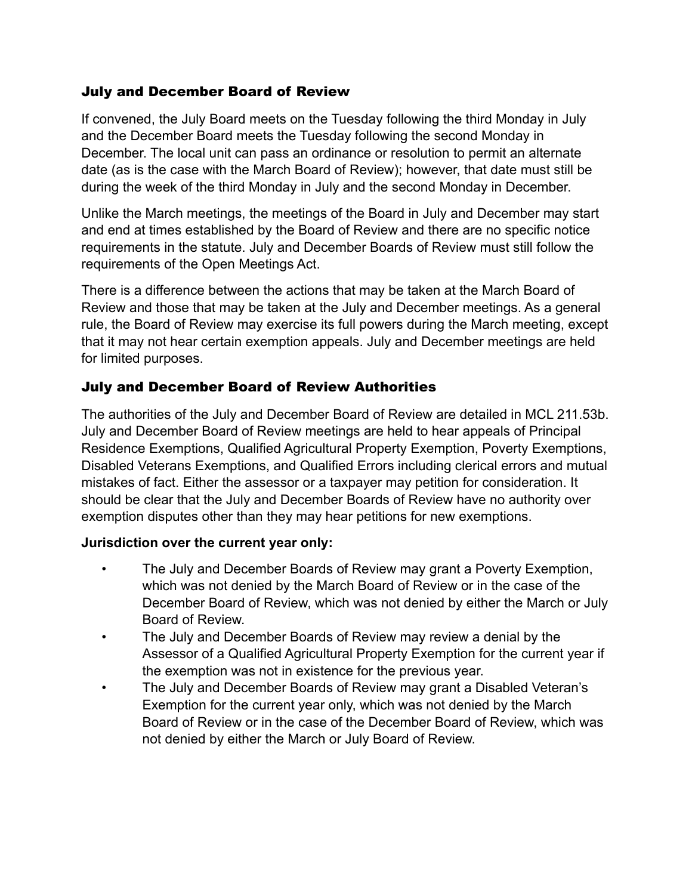## July and December Board of Review

If convened, the July Board meets on the Tuesday following the third Monday in July and the December Board meets the Tuesday following the second Monday in December. The local unit can pass an ordinance or resolution to permit an alternate date (as is the case with the March Board of Review); however, that date must still be during the week of the third Monday in July and the second Monday in December.

Unlike the March meetings, the meetings of the Board in July and December may start and end at times established by the Board of Review and there are no specific notice requirements in the statute. July and December Boards of Review must still follow the requirements of the Open Meetings Act.

There is a difference between the actions that may be taken at the March Board of Review and those that may be taken at the July and December meetings. As a general rule, the Board of Review may exercise its full powers during the March meeting, except that it may not hear certain exemption appeals. July and December meetings are held for limited purposes.

## July and December Board of Review Authorities

The authorities of the July and December Board of Review are detailed in MCL 211.53b. July and December Board of Review meetings are held to hear appeals of Principal Residence Exemptions, Qualified Agricultural Property Exemption, Poverty Exemptions, Disabled Veterans Exemptions, and Qualified Errors including clerical errors and mutual mistakes of fact. Either the assessor or a taxpayer may petition for consideration. It should be clear that the July and December Boards of Review have no authority over exemption disputes other than they may hear petitions for new exemptions.

**Jurisdiction over the current year only:**

- The July and December Boards of Review may grant a Poverty Exemption, which was not denied by the March Board of Review or in the case of the December Board of Review, which was not denied by either the March or July Board of Review.
- The July and December Boards of Review may review a denial by the Assessor of a Qualified Agricultural Property Exemption for the current year if the exemption was not in existence for the previous year.
- The July and December Boards of Review may grant a Disabled Veteran's Exemption for the current year only, which was not denied by the March Board of Review or in the case of the December Board of Review, which was not denied by either the March or July Board of Review.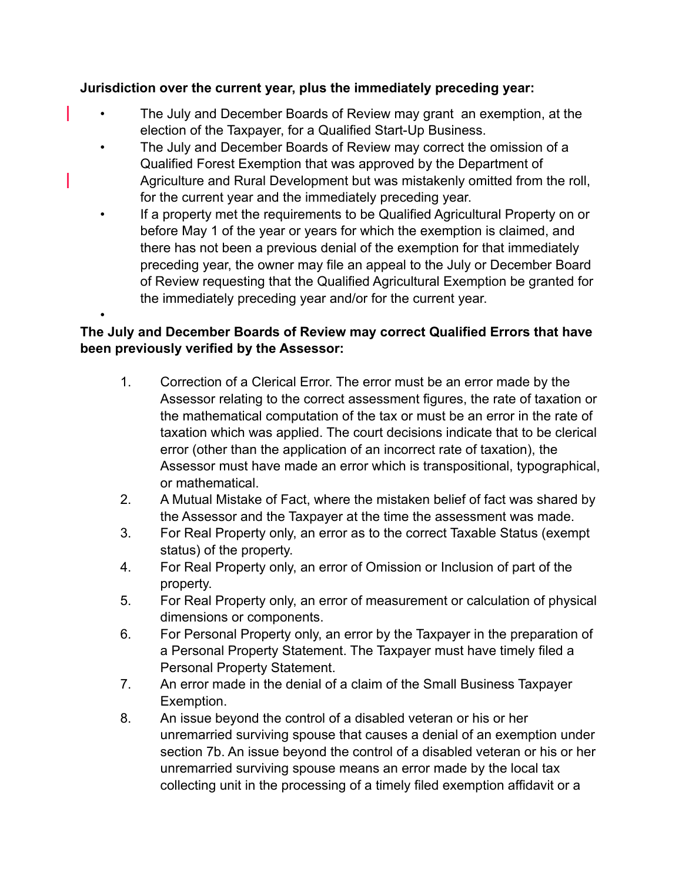**Jurisdiction over the current year, plus the immediately preceding year:**

- The July and December Boards of Review may grant an exemption, at the election of the Taxpayer, for a Qualified Start-Up Business.
- The July and December Boards of Review may correct the omission of a Qualified Forest Exemption that was approved by the Department of Agriculture and Rural Development but was mistakenly omitted from the roll, for the current year and the immediately preceding year.
- If a property met the requirements to be Qualified Agricultural Property on or before May 1 of the year or years for which the exemption is claimed, and there has not been a previous denial of the exemption for that immediately preceding year, the owner may file an appeal to the July or December Board of Review requesting that the Qualified Agricultural Exemption be granted for the immediately preceding year and/or for the current year.
- 

**The July and December Boards of Review may correct Qualified Errors that have been previously verified by the Assessor:**

1. Correction of a Clerical Error. The error must be an error made by the Assessor relating to the correct assessment figures, the rate of taxation or the mathematical computation of the tax or must be an error in the rate of taxation which was applied. The court decisions indicate that to be clerical error (other than the application of an incorrect rate of taxation), the Assessor must have made an error which is transpositional, typographical, or mathematical.
2. A Mutual Mistake of Fact, where the mistaken belief of fact was shared by the Assessor and the Taxpayer at the time the assessment was made.
3. For Real Property only, an error as to the correct Taxable Status (exempt status) of the property.
4. For Real Property only, an error of Omission or Inclusion of part of the property.
5. For Real Property only, an error of measurement or calculation of physical dimensions or components.
6. For Personal Property only, an error by the Taxpayer in the preparation of a Personal Property Statement. The Taxpayer must have timely filed a Personal Property Statement.
7. An error made in the denial of a claim of the Small Business Taxpayer Exemption.
8. An issue beyond the control of a disabled veteran or his or her unremarried surviving spouse that causes a denial of an exemption under section 7b. An issue beyond the control of a disabled veteran or his or her unremarried surviving spouse means an error made by the local tax collecting unit in the processing of a timely filed exemption affidavit or a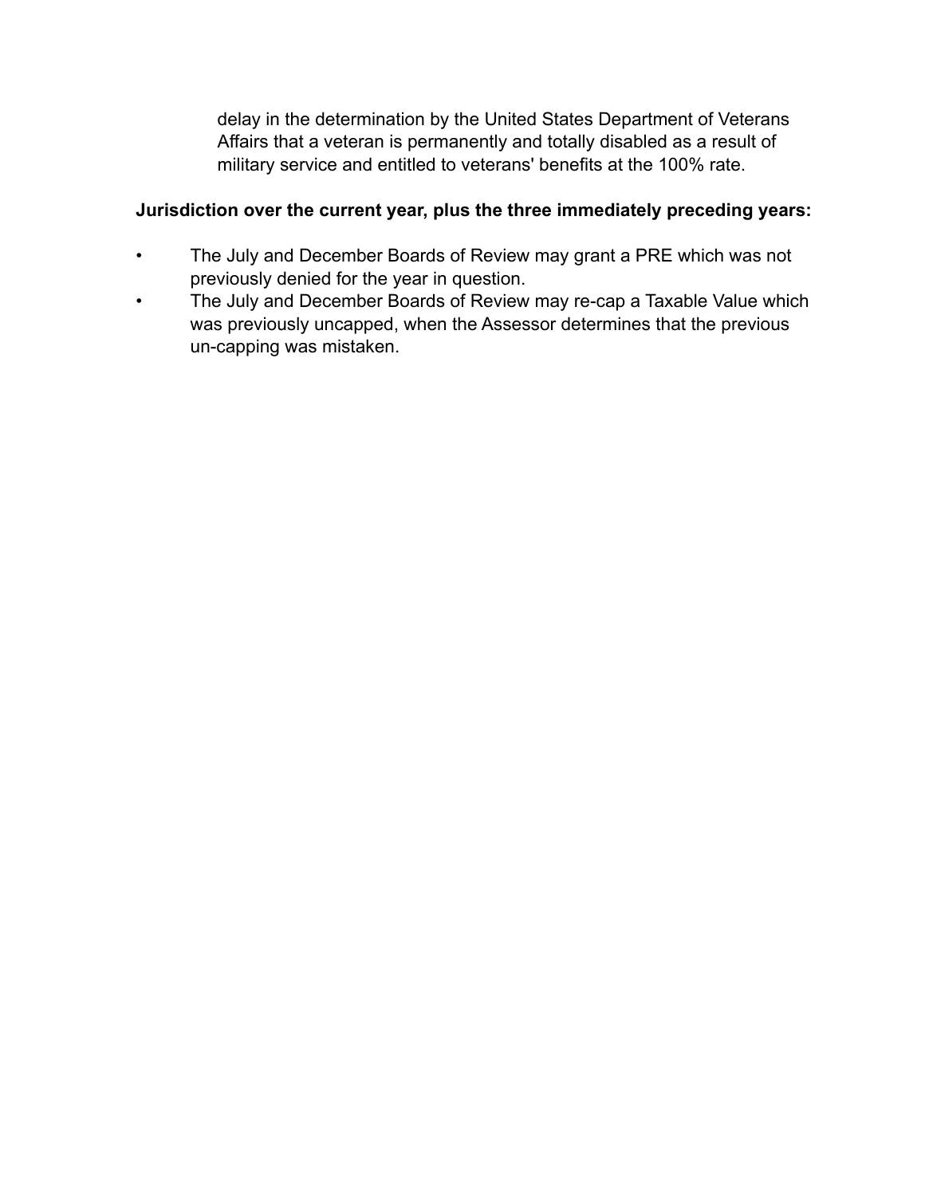delay in the determination by the United States Department of Veterans Affairs that a veteran is permanently and totally disabled as a result of military service and entitled to veterans' benefits at the 100% rate.

**Jurisdiction over the current year, plus the three immediately preceding years:**

- The July and December Boards of Review may grant a PRE which was not previously denied for the year in question.
- The July and December Boards of Review may re-cap a Taxable Value which was previously uncapped, when the Assessor determines that the previous un-capping was mistaken.